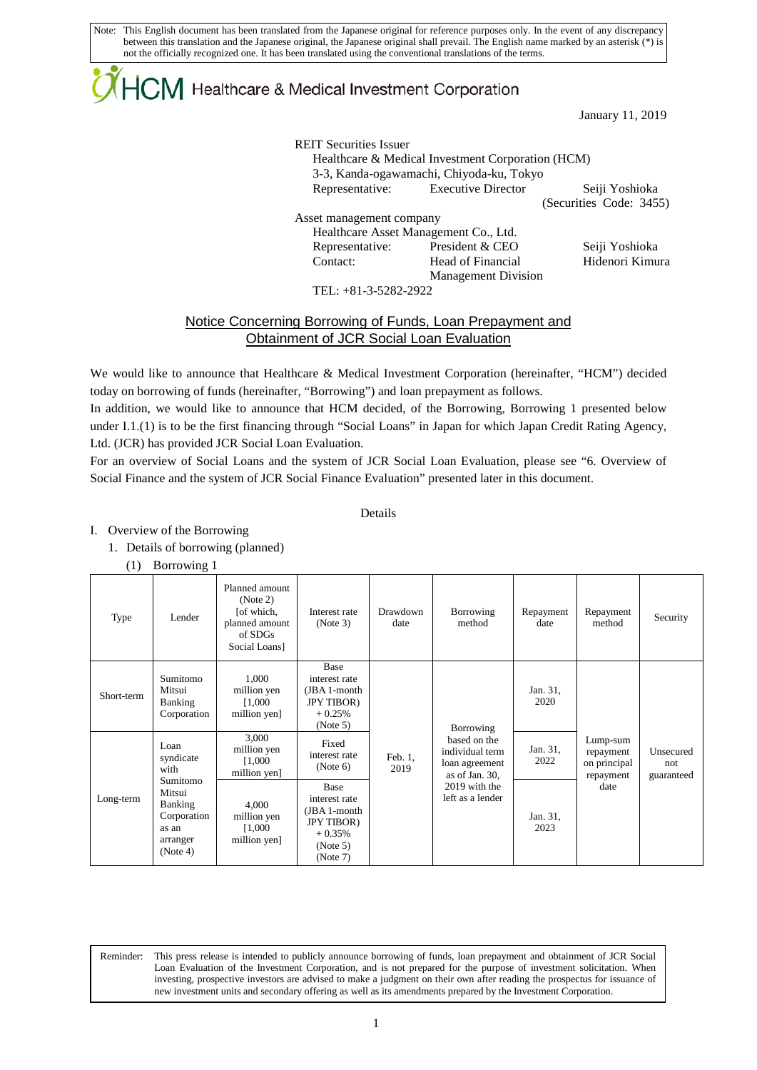Note: This English document has been translated from the Japanese original for reference purposes only. In the event of any discrepancy between this translation and the Japanese original, the Japanese original shall prevail. The English name marked by an asterisk (*) is not the officially recognized one. It has been translated using the conventional translations of the terms.

HCM Healthcare & Medical Investment Corporation

January 11, 2019

REIT Securities Issuer
Healthcare & Medical Investment Corporation (HCM)
3-3, Kanda-ogawamachi, Chiyoda-ku, Tokyo
Representative: Executive Director Seiji Yoshioka
(Securities Code: 3455)

Asset management company
Healthcare Asset Management Co., Ltd.
Representative: President & CEO Seiji Yoshioka
Contact: Head of Financial Management Division Hidenori Kimura
TEL: +81-3-5282-2922

## Notice Concerning Borrowing of Funds, Loan Prepayment and Obtainment of JCR Social Loan Evaluation

We would like to announce that Healthcare & Medical Investment Corporation (hereinafter, "HCM") decided today on borrowing of funds (hereinafter, "Borrowing") and loan prepayment as follows.

In addition, we would like to announce that HCM decided, of the Borrowing, Borrowing 1 presented below under I.1.(1) is to be the first financing through "Social Loans" in Japan for which Japan Credit Rating Agency, Ltd. (JCR) has provided JCR Social Loan Evaluation.

For an overview of Social Loans and the system of JCR Social Loan Evaluation, please see "6. Overview of Social Finance and the system of JCR Social Finance Evaluation" presented later in this document.

Details

I. Overview of the Borrowing

1. Details of borrowing (planned)

(1) Borrowing 1

| Type | Lender | Planned amount (Note 2) [of which, planned amount of SDGs Social Loans] | Interest rate (Note 3) | Drawdown date | Borrowing method | Repayment date | Repayment method | Security |
|---|---|---|---|---|---|---|---|---|
| Short-term | Sumitomo Mitsui Banking Corporation | 1,000 million yen [1,000 million yen] | Base interest rate (JBA 1-month JPY TIBOR) + 0.25% (Note 5) | Feb. 1, 2019 | Borrowing based on the individual term loan agreement as of Jan. 30, 2019 with the left as a lender | Jan. 31, 2020 | Lump-sum repayment on principal repayment date | Unsecured not guaranteed |
| Long-term | Loan syndicate with Sumitomo Mitsui Banking Corporation as an arranger (Note 4) | 3,000 million yen [1,000 million yen] | Fixed interest rate (Note 6) | | | Jan. 31, 2022 | | |
| | | 4,000 million yen [1,000 million yen] | Base interest rate (JBA 1-month JPY TIBOR) + 0.35% (Note 5) (Note 7) | | | Jan. 31, 2023 | | |

Reminder: This press release is intended to publicly announce borrowing of funds, loan prepayment and obtainment of JCR Social Loan Evaluation of the Investment Corporation, and is not prepared for the purpose of investment solicitation. When investing, prospective investors are advised to make a judgment on their own after reading the prospectus for issuance of new investment units and secondary offering as well as its amendments prepared by the Investment Corporation.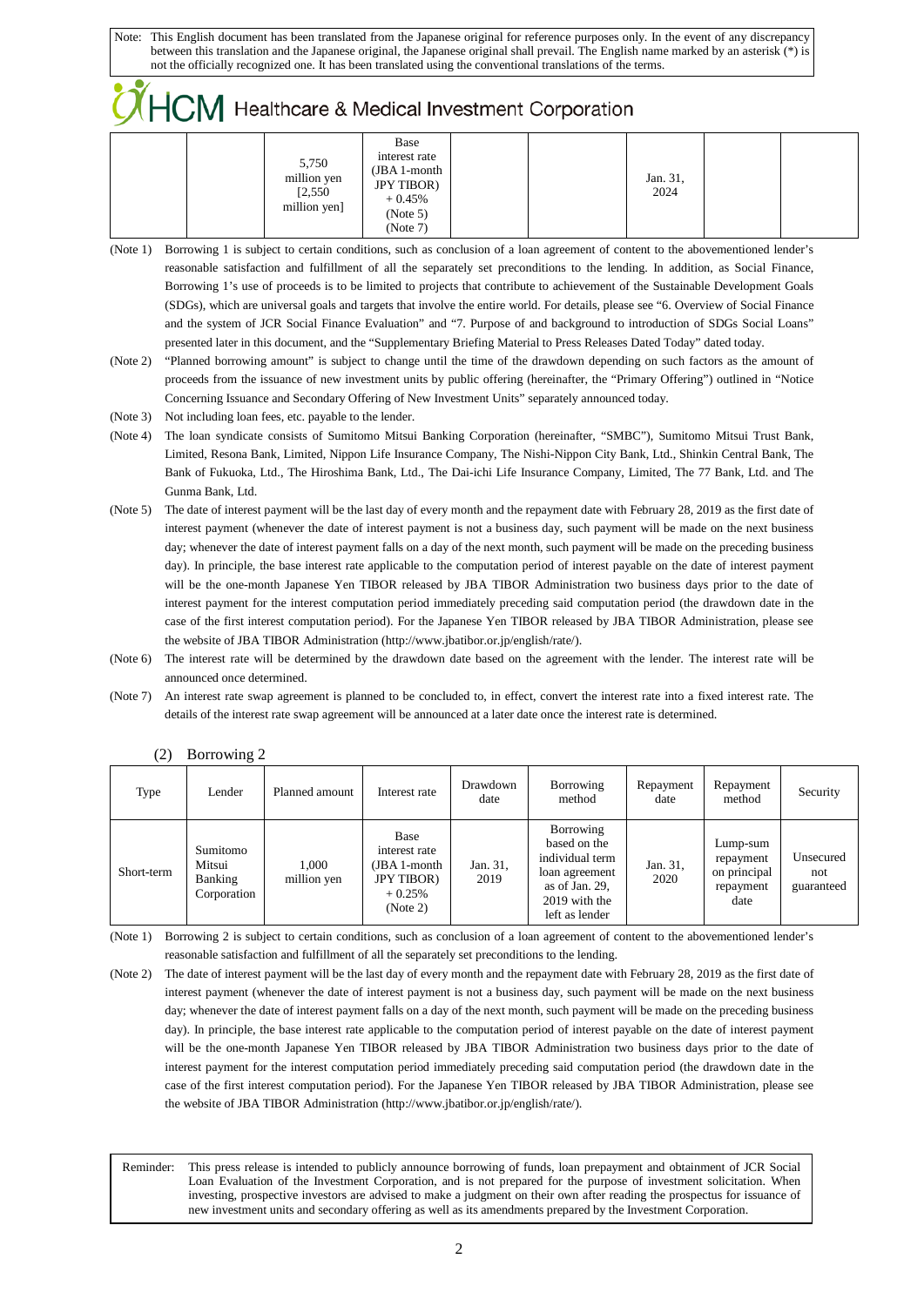Note: This English document has been translated from the Japanese original for reference purposes only. In the event of any discrepancy between this translation and the Japanese original, the Japanese original shall prevail. The English name marked by an asterisk (*) is not the officially recognized one. It has been translated using the conventional translations of the terms.

| | | | | | | | | |
|---|---|---|---|---|---|---|---|---|
| | | 5,750 million yen [2,550 million yen] | Base interest rate (JBA 1-month JPY TIBOR) + 0.45% (Note 5) (Note 7) | | | Jan. 31, 2024 | | |

(Note 1) Borrowing 1 is subject to certain conditions, such as conclusion of a loan agreement of content to the abovementioned lender's reasonable satisfaction and fulfillment of all the separately set preconditions to the lending. In addition, as Social Finance, Borrowing 1's use of proceeds is to be limited to projects that contribute to achievement of the Sustainable Development Goals (SDGs), which are universal goals and targets that involve the entire world. For details, please see "6. Overview of Social Finance and the system of JCR Social Finance Evaluation" and "7. Purpose of and background to introduction of SDGs Social Loans" presented later in this document, and the "Supplementary Briefing Material to Press Releases Dated Today" dated today.

(Note 2) "Planned borrowing amount" is subject to change until the time of the drawdown depending on such factors as the amount of proceeds from the issuance of new investment units by public offering (hereinafter, the "Primary Offering") outlined in "Notice Concerning Issuance and Secondary Offering of New Investment Units" separately announced today.

(Note 3) Not including loan fees, etc. payable to the lender.

(Note 4) The loan syndicate consists of Sumitomo Mitsui Banking Corporation (hereinafter, "SMBC"), Sumitomo Mitsui Trust Bank, Limited, Resona Bank, Limited, Nippon Life Insurance Company, The Nishi-Nippon City Bank, Ltd., Shinkin Central Bank, The Bank of Fukuoka, Ltd., The Hiroshima Bank, Ltd., The Dai-ichi Life Insurance Company, Limited, The 77 Bank, Ltd. and The Gunma Bank, Ltd.

(Note 5) The date of interest payment will be the last day of every month and the repayment date with February 28, 2019 as the first date of interest payment (whenever the date of interest payment is not a business day, such payment will be made on the next business day; whenever the date of interest payment falls on a day of the next month, such payment will be made on the preceding business day). In principle, the base interest rate applicable to the computation period of interest payable on the date of interest payment will be the one-month Japanese Yen TIBOR released by JBA TIBOR Administration two business days prior to the date of interest payment for the interest computation period immediately preceding said computation period (the drawdown date in the case of the first interest computation period). For the Japanese Yen TIBOR released by JBA TIBOR Administration, please see the website of JBA TIBOR Administration (http://www.jbatibor.or.jp/english/rate/).

(Note 6) The interest rate will be determined by the drawdown date based on the agreement with the lender. The interest rate will be announced once determined.

(Note 7) An interest rate swap agreement is planned to be concluded to, in effect, convert the interest rate into a fixed interest rate. The details of the interest rate swap agreement will be announced at a later date once the interest rate is determined.

(2) Borrowing 2

| Type | Lender | Planned amount | Interest rate | Drawdown date | Borrowing method | Repayment date | Repayment method | Security |
|---|---|---|---|---|---|---|---|---|
| Short-term | Sumitomo Mitsui Banking Corporation | 1,000 million yen | Base interest rate (JBA 1-month JPY TIBOR) + 0.25% (Note 2) | Jan. 31, 2019 | Borrowing based on the individual term loan agreement as of Jan. 29, 2019 with the left as lender | Jan. 31, 2020 | Lump-sum repayment on principal repayment date | Unsecured not guaranteed |

(Note 1) Borrowing 2 is subject to certain conditions, such as conclusion of a loan agreement of content to the abovementioned lender's reasonable satisfaction and fulfillment of all the separately set preconditions to the lending.

(Note 2) The date of interest payment will be the last day of every month and the repayment date with February 28, 2019 as the first date of interest payment (whenever the date of interest payment is not a business day, such payment will be made on the next business day; whenever the date of interest payment falls on a day of the next month, such payment will be made on the preceding business day). In principle, the base interest rate applicable to the computation period of interest payable on the date of interest payment will be the one-month Japanese Yen TIBOR released by JBA TIBOR Administration two business days prior to the date of interest payment for the interest computation period immediately preceding said computation period (the drawdown date in the case of the first interest computation period). For the Japanese Yen TIBOR released by JBA TIBOR Administration, please see the website of JBA TIBOR Administration (http://www.jbatibor.or.jp/english/rate/).

Reminder: This press release is intended to publicly announce borrowing of funds, loan prepayment and obtainment of JCR Social Loan Evaluation of the Investment Corporation, and is not prepared for the purpose of investment solicitation. When investing, prospective investors are advised to make a judgment on their own after reading the prospectus for issuance of new investment units and secondary offering as well as its amendments prepared by the Investment Corporation.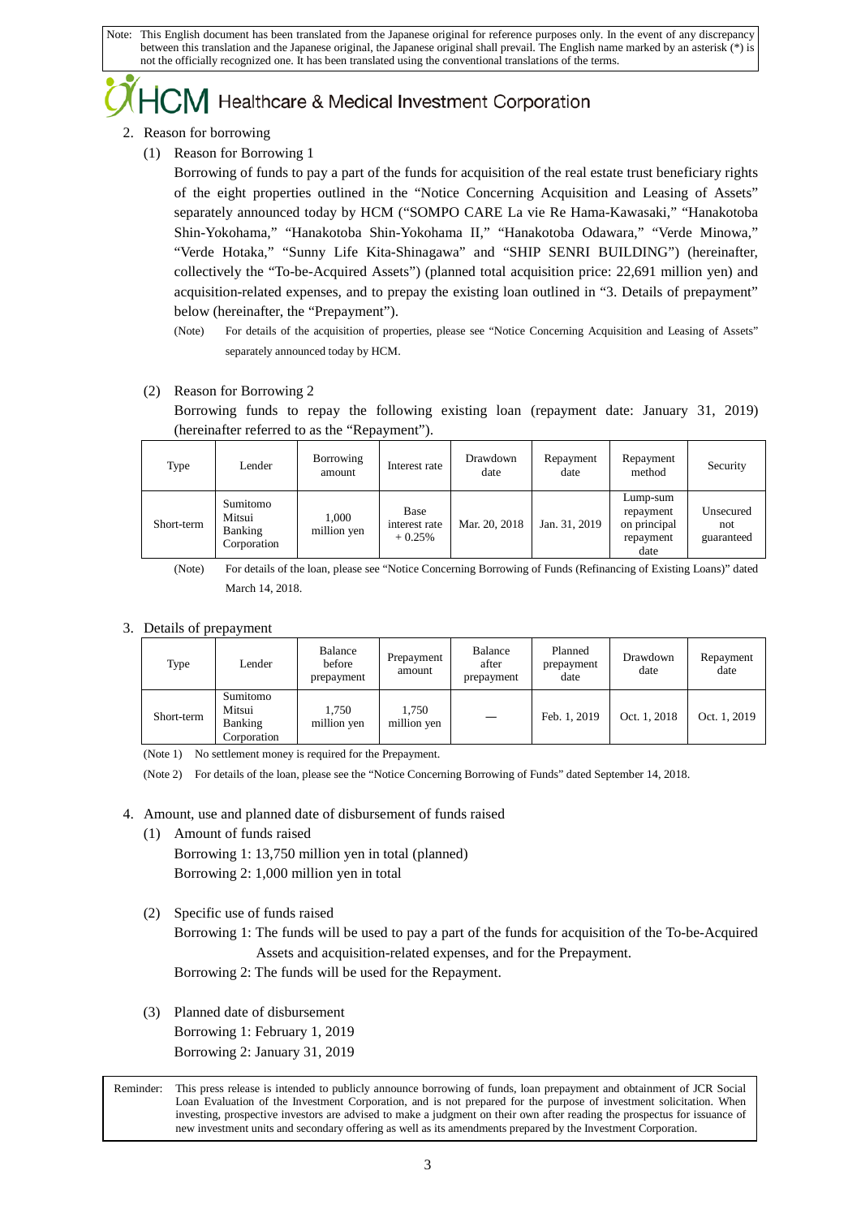Note: This English document has been translated from the Japanese original for reference purposes only. In the event of any discrepancy between this translation and the Japanese original, the Japanese original shall prevail. The English name marked by an asterisk (*) is not the officially recognized one. It has been translated using the conventional translations of the terms.

2. Reason for borrowing

(1) Reason for Borrowing 1

Borrowing of funds to pay a part of the funds for acquisition of the real estate trust beneficiary rights of the eight properties outlined in the "Notice Concerning Acquisition and Leasing of Assets" separately announced today by HCM ("SOMPO CARE La vie Re Hama-Kawasaki," "Hanakotoba Shin-Yokohama," "Hanakotoba Shin-Yokohama II," "Hanakotoba Odawara," "Verde Minowa," "Verde Hotaka," "Sunny Life Kita-Shinagawa" and "SHIP SENRI BUILDING") (hereinafter, collectively the "To-be-Acquired Assets") (planned total acquisition price: 22,691 million yen) and acquisition-related expenses, and to prepay the existing loan outlined in "3. Details of prepayment" below (hereinafter, the "Prepayment").

(Note) For details of the acquisition of properties, please see "Notice Concerning Acquisition and Leasing of Assets" separately announced today by HCM.

(2) Reason for Borrowing 2

Borrowing funds to repay the following existing loan (repayment date: January 31, 2019) (hereinafter referred to as the "Repayment").

| Type | Lender | Borrowing amount | Interest rate | Drawdown date | Repayment date | Repayment method | Security |
|---|---|---|---|---|---|---|---|
| Short-term | Sumitomo Mitsui Banking Corporation | 1,000 million yen | Base interest rate + 0.25% | Mar. 20, 2018 | Jan. 31, 2019 | Lump-sum repayment on principal repayment date | Unsecured not guaranteed |

(Note) For details of the loan, please see "Notice Concerning Borrowing of Funds (Refinancing of Existing Loans)" dated March 14, 2018.

3. Details of prepayment

| Type | Lender | Balance before prepayment | Prepayment amount | Balance after prepayment | Planned prepayment date | Drawdown date | Repayment date |
|---|---|---|---|---|---|---|---|
| Short-term | Sumitomo Mitsui Banking Corporation | 1,750 million yen | 1,750 million yen | — | Feb. 1, 2019 | Oct. 1, 2018 | Oct. 1, 2019 |

(Note 1) No settlement money is required for the Prepayment.

(Note 2) For details of the loan, please see the "Notice Concerning Borrowing of Funds" dated September 14, 2018.

4. Amount, use and planned date of disbursement of funds raised

(1) Amount of funds raised

Borrowing 1: 13,750 million yen in total (planned)

Borrowing 2: 1,000 million yen in total

(2) Specific use of funds raised

Borrowing 1: The funds will be used to pay a part of the funds for acquisition of the To-be-Acquired Assets and acquisition-related expenses, and for the Prepayment.

Borrowing 2: The funds will be used for the Repayment.

(3) Planned date of disbursement

Borrowing 1: February 1, 2019

Borrowing 2: January 31, 2019

Reminder: This press release is intended to publicly announce borrowing of funds, loan prepayment and obtainment of JCR Social Loan Evaluation of the Investment Corporation, and is not prepared for the purpose of investment solicitation. When investing, prospective investors are advised to make a judgment on their own after reading the prospectus for issuance of new investment units and secondary offering as well as its amendments prepared by the Investment Corporation.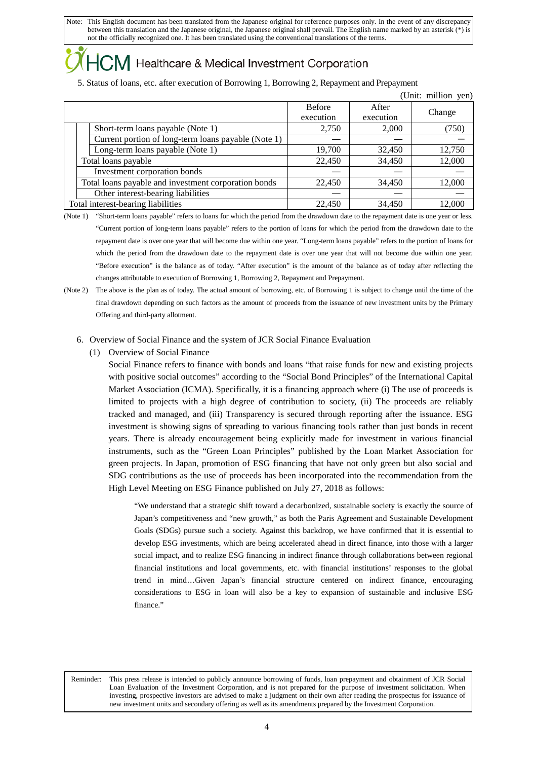Note: This English document has been translated from the Japanese original for reference purposes only. In the event of any discrepancy between this translation and the Japanese original, the Japanese original shall prevail. The English name marked by an asterisk (*) is not the officially recognized one. It has been translated using the conventional translations of the terms.

# HCM Healthcare & Medical Investment Corporation

5. Status of loans, etc. after execution of Borrowing 1, Borrowing 2, Repayment and Prepayment

(Unit: million yen)

| | Before execution | After execution | Change |
|---|---|---|---|
| Short-term loans payable (Note 1) | 2,750 | 2,000 | (750) |
| Current portion of long-term loans payable (Note 1) | ― | ― | ― |
| Long-term loans payable (Note 1) | 19,700 | 32,450 | 12,750 |
| Total loans payable | 22,450 | 34,450 | 12,000 |
| Investment corporation bonds | ― | ― | ― |
| Total loans payable and investment corporation bonds | 22,450 | 34,450 | 12,000 |
| Other interest-bearing liabilities | ― | ― | ― |
| Total interest-bearing liabilities | 22,450 | 34,450 | 12,000 |

(Note 1) "Short-term loans payable" refers to loans for which the period from the drawdown date to the repayment date is one year or less. "Current portion of long-term loans payable" refers to the portion of loans for which the period from the drawdown date to the repayment date is over one year that will become due within one year. "Long-term loans payable" refers to the portion of loans for which the period from the drawdown date to the repayment date is over one year that will not become due within one year. "Before execution" is the balance as of today. "After execution" is the amount of the balance as of today after reflecting the changes attributable to execution of Borrowing 1, Borrowing 2, Repayment and Prepayment.

(Note 2) The above is the plan as of today. The actual amount of borrowing, etc. of Borrowing 1 is subject to change until the time of the final drawdown depending on such factors as the amount of proceeds from the issuance of new investment units by the Primary Offering and third-party allotment.

6. Overview of Social Finance and the system of JCR Social Finance Evaluation

(1) Overview of Social Finance

Social Finance refers to finance with bonds and loans "that raise funds for new and existing projects with positive social outcomes" according to the "Social Bond Principles" of the International Capital Market Association (ICMA). Specifically, it is a financing approach where (i) The use of proceeds is limited to projects with a high degree of contribution to society, (ii) The proceeds are reliably tracked and managed, and (iii) Transparency is secured through reporting after the issuance. ESG investment is showing signs of spreading to various financing tools rather than just bonds in recent years. There is already encouragement being explicitly made for investment in various financial instruments, such as the "Green Loan Principles" published by the Loan Market Association for green projects. In Japan, promotion of ESG financing that have not only green but also social and SDG contributions as the use of proceeds has been incorporated into the recommendation from the High Level Meeting on ESG Finance published on July 27, 2018 as follows:

> "We understand that a strategic shift toward a decarbonized, sustainable society is exactly the source of Japan's competitiveness and "new growth," as both the Paris Agreement and Sustainable Development Goals (SDGs) pursue such a society. Against this backdrop, we have confirmed that it is essential to develop ESG investments, which are being accelerated ahead in direct finance, into those with a larger social impact, and to realize ESG financing in indirect finance through collaborations between regional financial institutions and local governments, etc. with financial institutions' responses to the global trend in mind…Given Japan's financial structure centered on indirect finance, encouraging considerations to ESG in loan will also be a key to expansion of sustainable and inclusive ESG finance."

Reminder: This press release is intended to publicly announce borrowing of funds, loan prepayment and obtainment of JCR Social Loan Evaluation of the Investment Corporation, and is not prepared for the purpose of investment solicitation. When investing, prospective investors are advised to make a judgment on their own after reading the prospectus for issuance of new investment units and secondary offering as well as its amendments prepared by the Investment Corporation.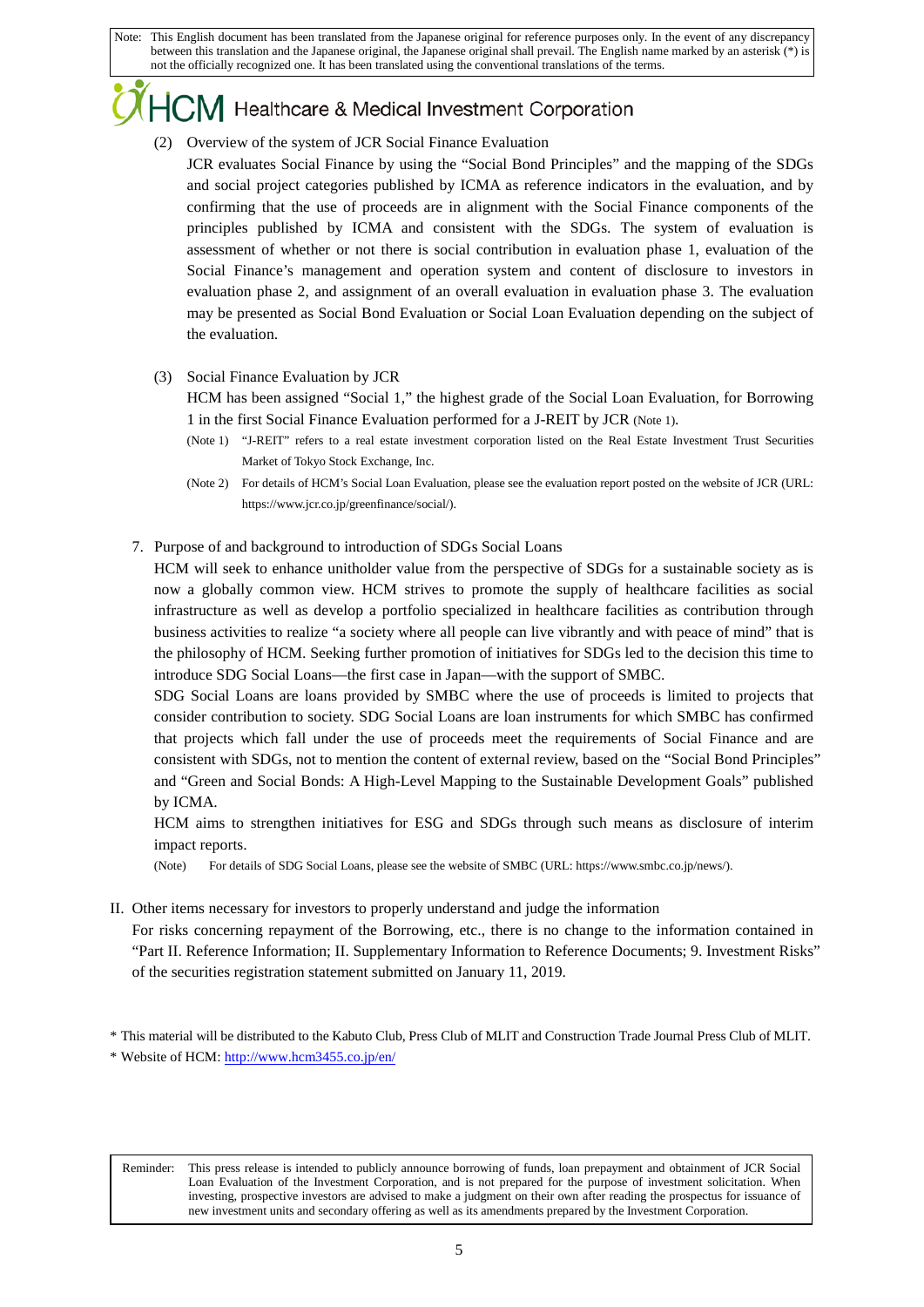Note: This English document has been translated from the Japanese original for reference purposes only. In the event of any discrepancy between this translation and the Japanese original, the Japanese original shall prevail. The English name marked by an asterisk (*) is not the officially recognized one. It has been translated using the conventional translations of the terms.

HCM Healthcare & Medical Investment Corporation

(2) Overview of the system of JCR Social Finance Evaluation

JCR evaluates Social Finance by using the "Social Bond Principles" and the mapping of the SDGs and social project categories published by ICMA as reference indicators in the evaluation, and by confirming that the use of proceeds are in alignment with the Social Finance components of the principles published by ICMA and consistent with the SDGs. The system of evaluation is assessment of whether or not there is social contribution in evaluation phase 1, evaluation of the Social Finance's management and operation system and content of disclosure to investors in evaluation phase 2, and assignment of an overall evaluation in evaluation phase 3. The evaluation may be presented as Social Bond Evaluation or Social Loan Evaluation depending on the subject of the evaluation.

(3) Social Finance Evaluation by JCR

HCM has been assigned "Social 1," the highest grade of the Social Loan Evaluation, for Borrowing 1 in the first Social Finance Evaluation performed for a J-REIT by JCR (Note 1).

(Note 1) "J-REIT" refers to a real estate investment corporation listed on the Real Estate Investment Trust Securities Market of Tokyo Stock Exchange, Inc.

(Note 2) For details of HCM's Social Loan Evaluation, please see the evaluation report posted on the website of JCR (URL: https://www.jcr.co.jp/greenfinance/social/).

7. Purpose of and background to introduction of SDGs Social Loans

HCM will seek to enhance unitholder value from the perspective of SDGs for a sustainable society as is now a globally common view. HCM strives to promote the supply of healthcare facilities as social infrastructure as well as develop a portfolio specialized in healthcare facilities as contribution through business activities to realize "a society where all people can live vibrantly and with peace of mind" that is the philosophy of HCM. Seeking further promotion of initiatives for SDGs led to the decision this time to introduce SDG Social Loans—the first case in Japan—with the support of SMBC.

SDG Social Loans are loans provided by SMBC where the use of proceeds is limited to projects that consider contribution to society. SDG Social Loans are loan instruments for which SMBC has confirmed that projects which fall under the use of proceeds meet the requirements of Social Finance and are consistent with SDGs, not to mention the content of external review, based on the "Social Bond Principles" and "Green and Social Bonds: A High-Level Mapping to the Sustainable Development Goals" published by ICMA.

HCM aims to strengthen initiatives for ESG and SDGs through such means as disclosure of interim impact reports.

(Note) For details of SDG Social Loans, please see the website of SMBC (URL: https://www.smbc.co.jp/news/).

II. Other items necessary for investors to properly understand and judge the information

For risks concerning repayment of the Borrowing, etc., there is no change to the information contained in "Part II. Reference Information; II. Supplementary Information to Reference Documents; 9. Investment Risks" of the securities registration statement submitted on January 11, 2019.

* This material will be distributed to the Kabuto Club, Press Club of MLIT and Construction Trade Journal Press Club of MLIT.
* Website of HCM: http://www.hcm3455.co.jp/en/

Reminder: This press release is intended to publicly announce borrowing of funds, loan prepayment and obtainment of JCR Social Loan Evaluation of the Investment Corporation, and is not prepared for the purpose of investment solicitation. When investing, prospective investors are advised to make a judgment on their own after reading the prospectus for issuance of new investment units and secondary offering as well as its amendments prepared by the Investment Corporation.